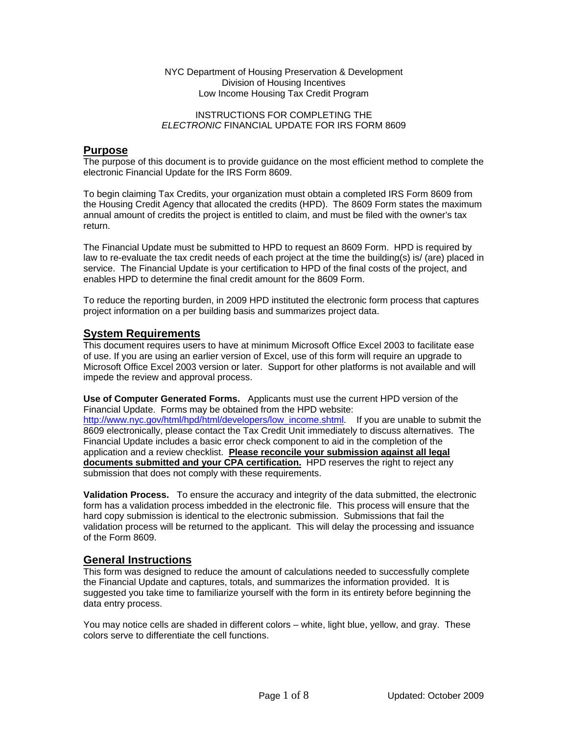NYC Department of Housing Preservation & Development
Division of Housing Incentives
Low Income Housing Tax Credit Program

INSTRUCTIONS FOR COMPLETING THE
*ELECTRONIC* FINANCIAL UPDATE FOR IRS FORM 8609

## Purpose

The purpose of this document is to provide guidance on the most efficient method to complete the electronic Financial Update for the IRS Form 8609.

To begin claiming Tax Credits, your organization must obtain a completed IRS Form 8609 from the Housing Credit Agency that allocated the credits (HPD). The 8609 Form states the maximum annual amount of credits the project is entitled to claim, and must be filed with the owner's tax return.

The Financial Update must be submitted to HPD to request an 8609 Form. HPD is required by law to re-evaluate the tax credit needs of each project at the time the building(s) is/ (are) placed in service. The Financial Update is your certification to HPD of the final costs of the project, and enables HPD to determine the final credit amount for the 8609 Form.

To reduce the reporting burden, in 2009 HPD instituted the electronic form process that captures project information on a per building basis and summarizes project data.

## System Requirements

This document requires users to have at minimum Microsoft Office Excel 2003 to facilitate ease of use. If you are using an earlier version of Excel, use of this form will require an upgrade to Microsoft Office Excel 2003 version or later. Support for other platforms is not available and will impede the review and approval process.

**Use of Computer Generated Forms.** Applicants must use the current HPD version of the Financial Update. Forms may be obtained from the HPD website: http://www.nyc.gov/html/hpd/html/developers/low_income.shtml. If you are unable to submit the 8609 electronically, please contact the Tax Credit Unit immediately to discuss alternatives. The Financial Update includes a basic error check component to aid in the completion of the application and a review checklist. **Please reconcile your submission against all legal documents submitted and your CPA certification.** HPD reserves the right to reject any submission that does not comply with these requirements.

**Validation Process.** To ensure the accuracy and integrity of the data submitted, the electronic form has a validation process imbedded in the electronic file. This process will ensure that the hard copy submission is identical to the electronic submission. Submissions that fail the validation process will be returned to the applicant. This will delay the processing and issuance of the Form 8609.

## General Instructions

This form was designed to reduce the amount of calculations needed to successfully complete the Financial Update and captures, totals, and summarizes the information provided. It is suggested you take time to familiarize yourself with the form in its entirety before beginning the data entry process.

You may notice cells are shaded in different colors – white, light blue, yellow, and gray. These colors serve to differentiate the cell functions.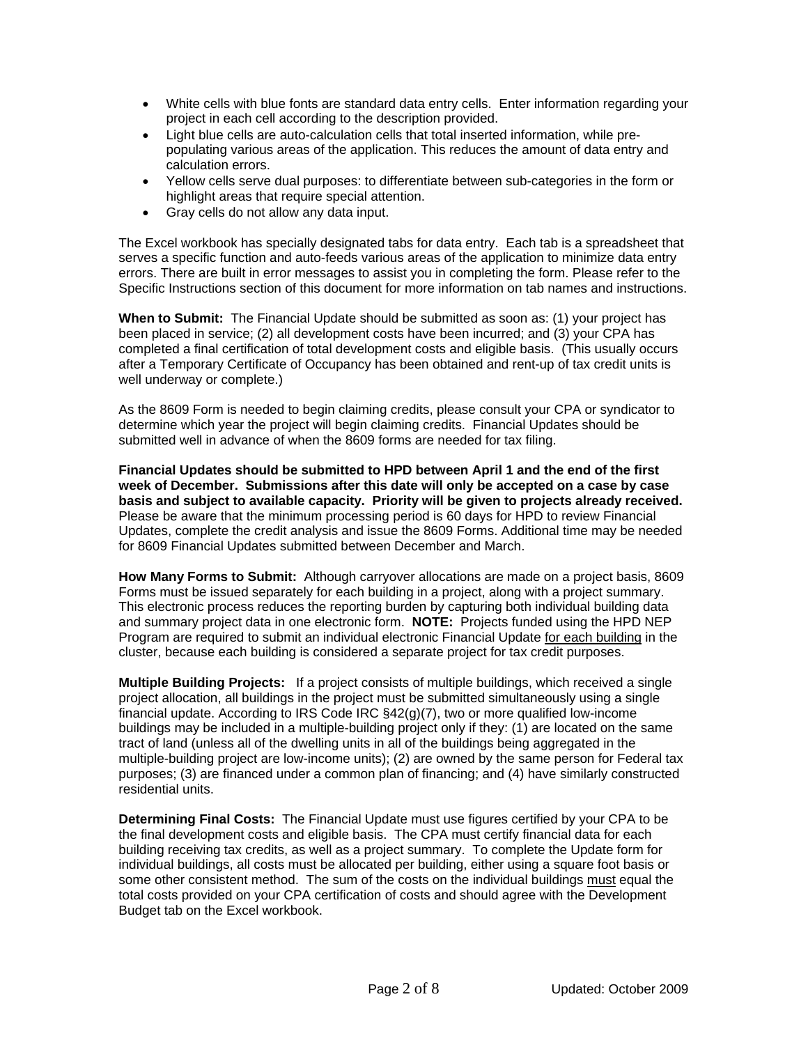- White cells with blue fonts are standard data entry cells. Enter information regarding your project in each cell according to the description provided.
- Light blue cells are auto-calculation cells that total inserted information, while pre-populating various areas of the application. This reduces the amount of data entry and calculation errors.
- Yellow cells serve dual purposes: to differentiate between sub-categories in the form or highlight areas that require special attention.
- Gray cells do not allow any data input.

The Excel workbook has specially designated tabs for data entry. Each tab is a spreadsheet that serves a specific function and auto-feeds various areas of the application to minimize data entry errors. There are built in error messages to assist you in completing the form. Please refer to the Specific Instructions section of this document for more information on tab names and instructions.

**When to Submit:** The Financial Update should be submitted as soon as: (1) your project has been placed in service; (2) all development costs have been incurred; and (3) your CPA has completed a final certification of total development costs and eligible basis. (This usually occurs after a Temporary Certificate of Occupancy has been obtained and rent-up of tax credit units is well underway or complete.)

As the 8609 Form is needed to begin claiming credits, please consult your CPA or syndicator to determine which year the project will begin claiming credits. Financial Updates should be submitted well in advance of when the 8609 forms are needed for tax filing.

**Financial Updates should be submitted to HPD between April 1 and the end of the first week of December. Submissions after this date will only be accepted on a case by case basis and subject to available capacity. Priority will be given to projects already received.** Please be aware that the minimum processing period is 60 days for HPD to review Financial Updates, complete the credit analysis and issue the 8609 Forms. Additional time may be needed for 8609 Financial Updates submitted between December and March.

**How Many Forms to Submit:** Although carryover allocations are made on a project basis, 8609 Forms must be issued separately for each building in a project, along with a project summary. This electronic process reduces the reporting burden by capturing both individual building data and summary project data in one electronic form. **NOTE:** Projects funded using the HPD NEP Program are required to submit an individual electronic Financial Update <u>for each building</u> in the cluster, because each building is considered a separate project for tax credit purposes.

**Multiple Building Projects:** If a project consists of multiple buildings, which received a single project allocation, all buildings in the project must be submitted simultaneously using a single financial update. According to IRS Code IRC §42(g)(7), two or more qualified low-income buildings may be included in a multiple-building project only if they: (1) are located on the same tract of land (unless all of the dwelling units in all of the buildings being aggregated in the multiple-building project are low-income units); (2) are owned by the same person for Federal tax purposes; (3) are financed under a common plan of financing; and (4) have similarly constructed residential units.

**Determining Final Costs:** The Financial Update must use figures certified by your CPA to be the final development costs and eligible basis. The CPA must certify financial data for each building receiving tax credits, as well as a project summary. To complete the Update form for individual buildings, all costs must be allocated per building, either using a square foot basis or some other consistent method. The sum of the costs on the individual buildings <u>must</u> equal the total costs provided on your CPA certification of costs and should agree with the Development Budget tab on the Excel workbook.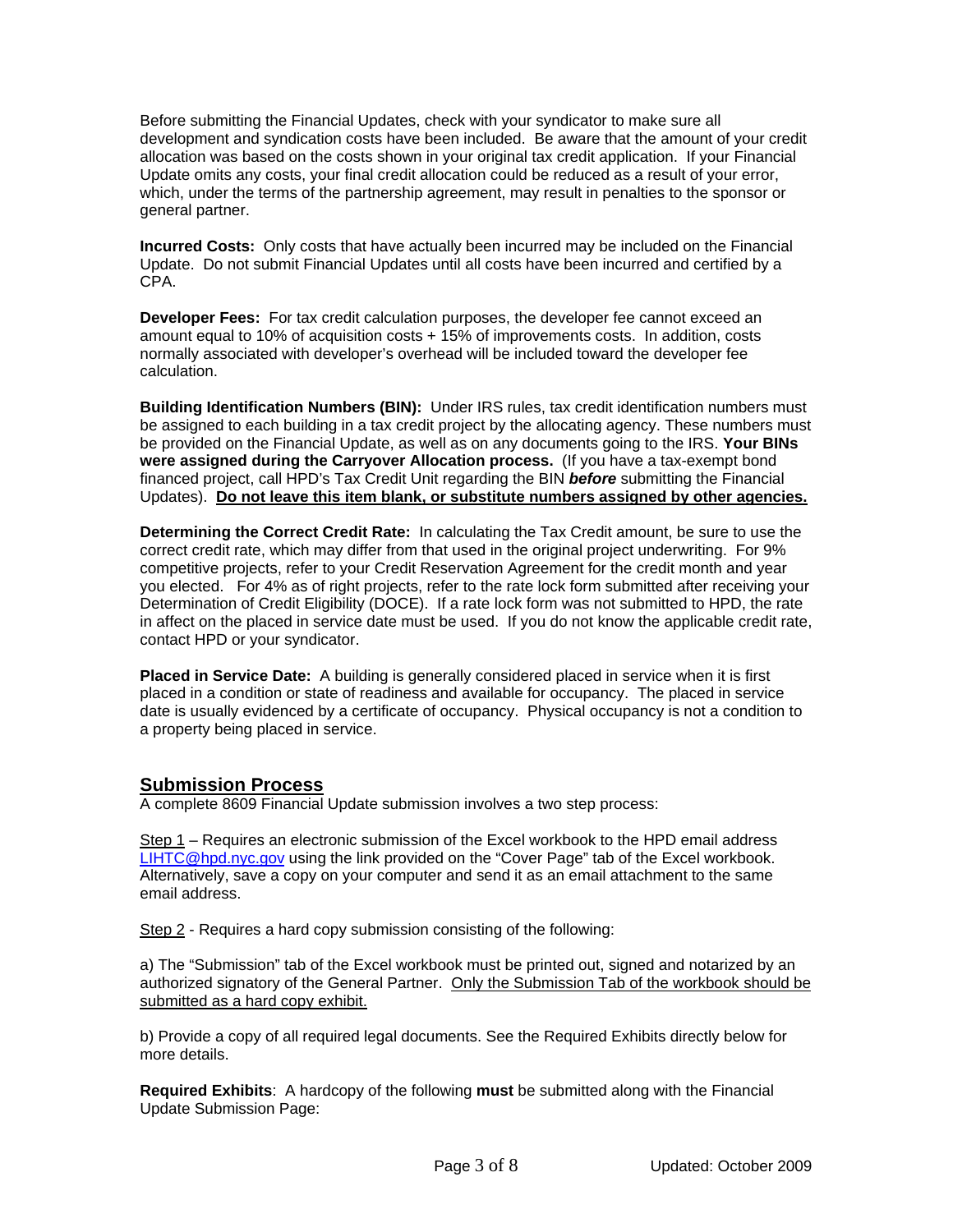Before submitting the Financial Updates, check with your syndicator to make sure all development and syndication costs have been included. Be aware that the amount of your credit allocation was based on the costs shown in your original tax credit application. If your Financial Update omits any costs, your final credit allocation could be reduced as a result of your error, which, under the terms of the partnership agreement, may result in penalties to the sponsor or general partner.

**Incurred Costs:** Only costs that have actually been incurred may be included on the Financial Update. Do not submit Financial Updates until all costs have been incurred and certified by a CPA.

**Developer Fees:** For tax credit calculation purposes, the developer fee cannot exceed an amount equal to 10% of acquisition costs + 15% of improvements costs. In addition, costs normally associated with developer's overhead will be included toward the developer fee calculation.

**Building Identification Numbers (BIN):** Under IRS rules, tax credit identification numbers must be assigned to each building in a tax credit project by the allocating agency. These numbers must be provided on the Financial Update, as well as on any documents going to the IRS. **Your BINs were assigned during the Carryover Allocation process.** (If you have a tax-exempt bond financed project, call HPD's Tax Credit Unit regarding the BIN ***before*** submitting the Financial Updates). **Do not leave this item blank, or substitute numbers assigned by other agencies.**

**Determining the Correct Credit Rate:** In calculating the Tax Credit amount, be sure to use the correct credit rate, which may differ from that used in the original project underwriting. For 9% competitive projects, refer to your Credit Reservation Agreement for the credit month and year you elected. For 4% as of right projects, refer to the rate lock form submitted after receiving your Determination of Credit Eligibility (DOCE). If a rate lock form was not submitted to HPD, the rate in affect on the placed in service date must be used. If you do not know the applicable credit rate, contact HPD or your syndicator.

**Placed in Service Date:** A building is generally considered placed in service when it is first placed in a condition or state of readiness and available for occupancy. The placed in service date is usually evidenced by a certificate of occupancy. Physical occupancy is not a condition to a property being placed in service.

## Submission Process

A complete 8609 Financial Update submission involves a two step process:

Step 1 – Requires an electronic submission of the Excel workbook to the HPD email address LIHTC@hpd.nyc.gov using the link provided on the "Cover Page" tab of the Excel workbook. Alternatively, save a copy on your computer and send it as an email attachment to the same email address.

Step 2 - Requires a hard copy submission consisting of the following:

a) The "Submission" tab of the Excel workbook must be printed out, signed and notarized by an authorized signatory of the General Partner. Only the Submission Tab of the workbook should be submitted as a hard copy exhibit.

b) Provide a copy of all required legal documents. See the Required Exhibits directly below for more details.

**Required Exhibits**: A hardcopy of the following **must** be submitted along with the Financial Update Submission Page: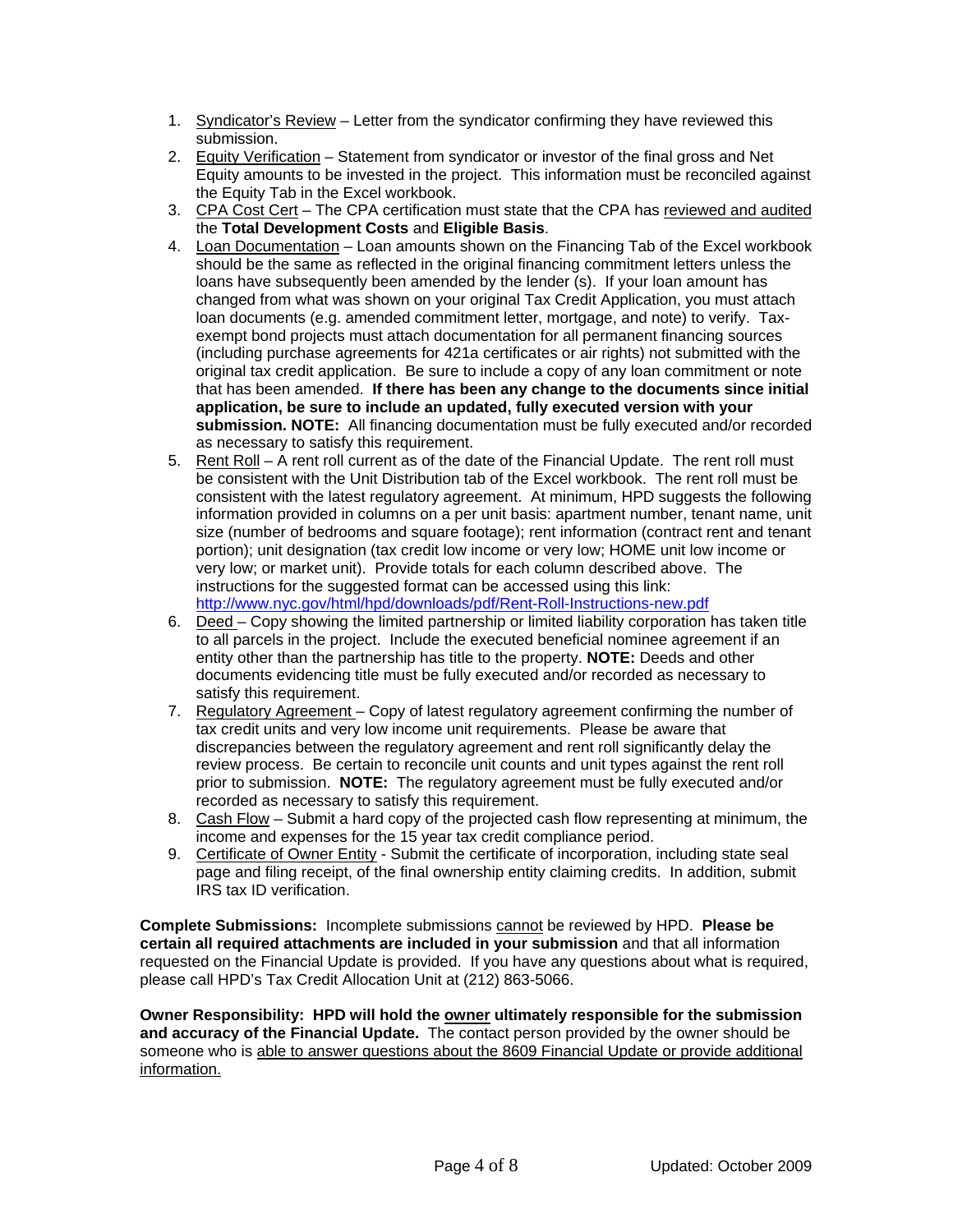1. Syndicator's Review – Letter from the syndicator confirming they have reviewed this submission.
2. Equity Verification – Statement from syndicator or investor of the final gross and Net Equity amounts to be invested in the project. This information must be reconciled against the Equity Tab in the Excel workbook.
3. CPA Cost Cert – The CPA certification must state that the CPA has reviewed and audited the **Total Development Costs** and **Eligible Basis**.
4. Loan Documentation – Loan amounts shown on the Financing Tab of the Excel workbook should be the same as reflected in the original financing commitment letters unless the loans have subsequently been amended by the lender (s). If your loan amount has changed from what was shown on your original Tax Credit Application, you must attach loan documents (e.g. amended commitment letter, mortgage, and note) to verify. Tax-exempt bond projects must attach documentation for all permanent financing sources (including purchase agreements for 421a certificates or air rights) not submitted with the original tax credit application. Be sure to include a copy of any loan commitment or note that has been amended. **If there has been any change to the documents since initial application, be sure to include an updated, fully executed version with your submission. NOTE:** All financing documentation must be fully executed and/or recorded as necessary to satisfy this requirement.
5. Rent Roll – A rent roll current as of the date of the Financial Update. The rent roll must be consistent with the Unit Distribution tab of the Excel workbook. The rent roll must be consistent with the latest regulatory agreement. At minimum, HPD suggests the following information provided in columns on a per unit basis: apartment number, tenant name, unit size (number of bedrooms and square footage); rent information (contract rent and tenant portion); unit designation (tax credit low income or very low; HOME unit low income or very low; or market unit). Provide totals for each column described above. The instructions for the suggested format can be accessed using this link: http://www.nyc.gov/html/hpd/downloads/pdf/Rent-Roll-Instructions-new.pdf
6. Deed – Copy showing the limited partnership or limited liability corporation has taken title to all parcels in the project. Include the executed beneficial nominee agreement if an entity other than the partnership has title to the property. **NOTE:** Deeds and other documents evidencing title must be fully executed and/or recorded as necessary to satisfy this requirement.
7. Regulatory Agreement – Copy of latest regulatory agreement confirming the number of tax credit units and very low income unit requirements. Please be aware that discrepancies between the regulatory agreement and rent roll significantly delay the review process. Be certain to reconcile unit counts and unit types against the rent roll prior to submission. **NOTE:** The regulatory agreement must be fully executed and/or recorded as necessary to satisfy this requirement.
8. Cash Flow – Submit a hard copy of the projected cash flow representing at minimum, the income and expenses for the 15 year tax credit compliance period.
9. Certificate of Owner Entity - Submit the certificate of incorporation, including state seal page and filing receipt, of the final ownership entity claiming credits. In addition, submit IRS tax ID verification.

**Complete Submissions:** Incomplete submissions cannot be reviewed by HPD. **Please be certain all required attachments are included in your submission** and that all information requested on the Financial Update is provided. If you have any questions about what is required, please call HPD's Tax Credit Allocation Unit at (212) 863-5066.

**Owner Responsibility: HPD will hold the owner ultimately responsible for the submission and accuracy of the Financial Update.** The contact person provided by the owner should be someone who is able to answer questions about the 8609 Financial Update or provide additional information.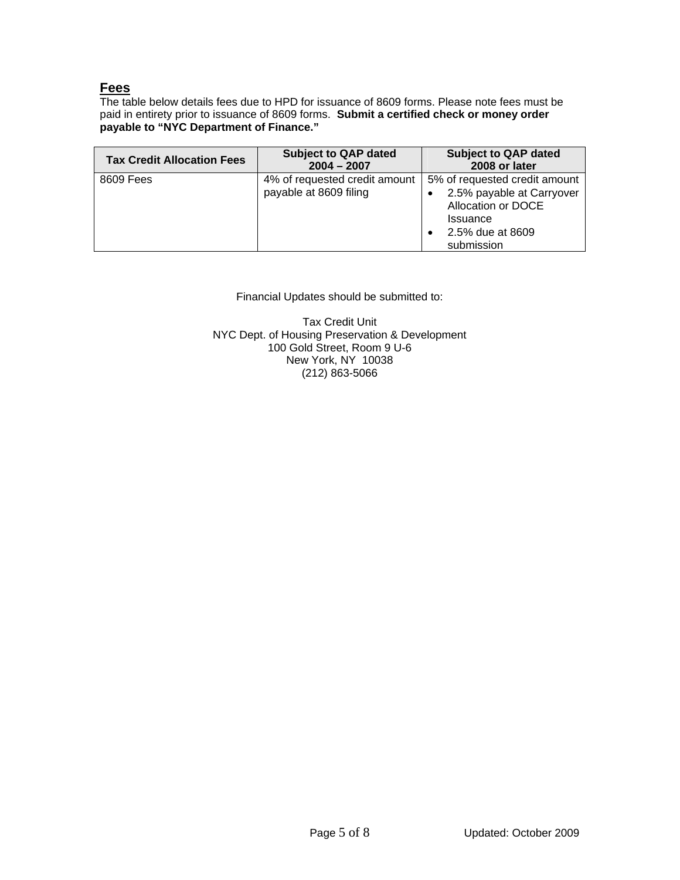## Fees

The table below details fees due to HPD for issuance of 8609 forms. Please note fees must be paid in entirety prior to issuance of 8609 forms. **Submit a certified check or money order payable to "NYC Department of Finance."**

| Tax Credit Allocation Fees | Subject to QAP dated 2004 – 2007 | Subject to QAP dated 2008 or later |
| --- | --- | --- |
| 8609 Fees | 4% of requested credit amount payable at 8609 filing | 5% of requested credit amount<br>• 2.5% payable at Carryover Allocation or DOCE Issuance<br>• 2.5% due at 8609 submission |

Financial Updates should be submitted to:

Tax Credit Unit
NYC Dept. of Housing Preservation & Development
100 Gold Street, Room 9 U-6
New York, NY 10038
(212) 863-5066

Updated: October 2009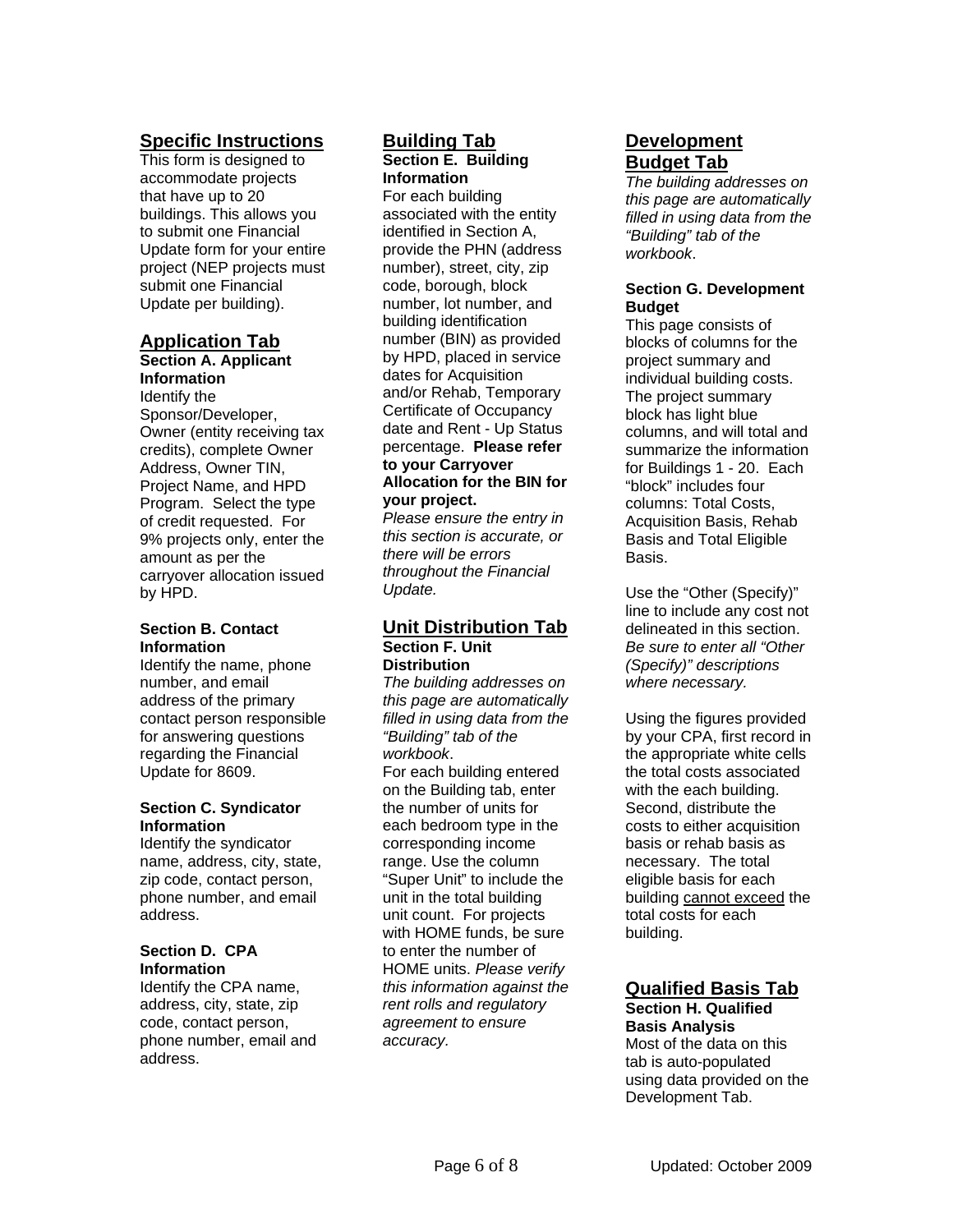## Specific Instructions

This form is designed to accommodate projects that have up to 20 buildings. This allows you to submit one Financial Update form for your entire project (NEP projects must submit one Financial Update per building).

## Application Tab

### Section A. Applicant Information

Identify the Sponsor/Developer, Owner (entity receiving tax credits), complete Owner Address, Owner TIN, Project Name, and HPD Program. Select the type of credit requested. For 9% projects only, enter the amount as per the carryover allocation issued by HPD.

### Section B. Contact Information

Identify the name, phone number, and email address of the primary contact person responsible for answering questions regarding the Financial Update for 8609.

### Section C. Syndicator Information

Identify the syndicator name, address, city, state, zip code, contact person, phone number, and email address.

### Section D. CPA Information

Identify the CPA name, address, city, state, zip code, contact person, phone number, email and address.

## Building Tab

### Section E. Building Information

For each building associated with the entity identified in Section A, provide the PHN (address number), street, city, zip code, borough, block number, lot number, and building identification number (BIN) as provided by HPD, placed in service dates for Acquisition and/or Rehab, Temporary Certificate of Occupancy date and Rent - Up Status percentage. **Please refer to your Carryover Allocation for the BIN for your project.**

*Please ensure the entry in this section is accurate, or there will be errors throughout the Financial Update.*

## Unit Distribution Tab

### Section F. Unit Distribution

*The building addresses on this page are automatically filled in using data from the "Building" tab of the workbook*.

For each building entered on the Building tab, enter the number of units for each bedroom type in the corresponding income range. Use the column "Super Unit" to include the unit in the total building unit count. For projects with HOME funds, be sure to enter the number of HOME units. *Please verify this information against the rent rolls and regulatory agreement to ensure accuracy.*

## Development Budget Tab

*The building addresses on this page are automatically filled in using data from the "Building" tab of the workbook*.

### Section G. Development Budget

This page consists of blocks of columns for the project summary and individual building costs. The project summary block has light blue columns, and will total and summarize the information for Buildings 1 - 20. Each "block" includes four columns: Total Costs, Acquisition Basis, Rehab Basis and Total Eligible Basis.

Use the "Other (Specify)" line to include any cost not delineated in this section. *Be sure to enter all "Other (Specify)" descriptions where necessary.*

Using the figures provided by your CPA, first record in the appropriate white cells the total costs associated with the each building. Second, distribute the costs to either acquisition basis or rehab basis as necessary. The total eligible basis for each building <u>cannot exceed</u> the total costs for each building.

## Qualified Basis Tab

### Section H. Qualified Basis Analysis

Most of the data on this tab is auto-populated using data provided on the Development Tab.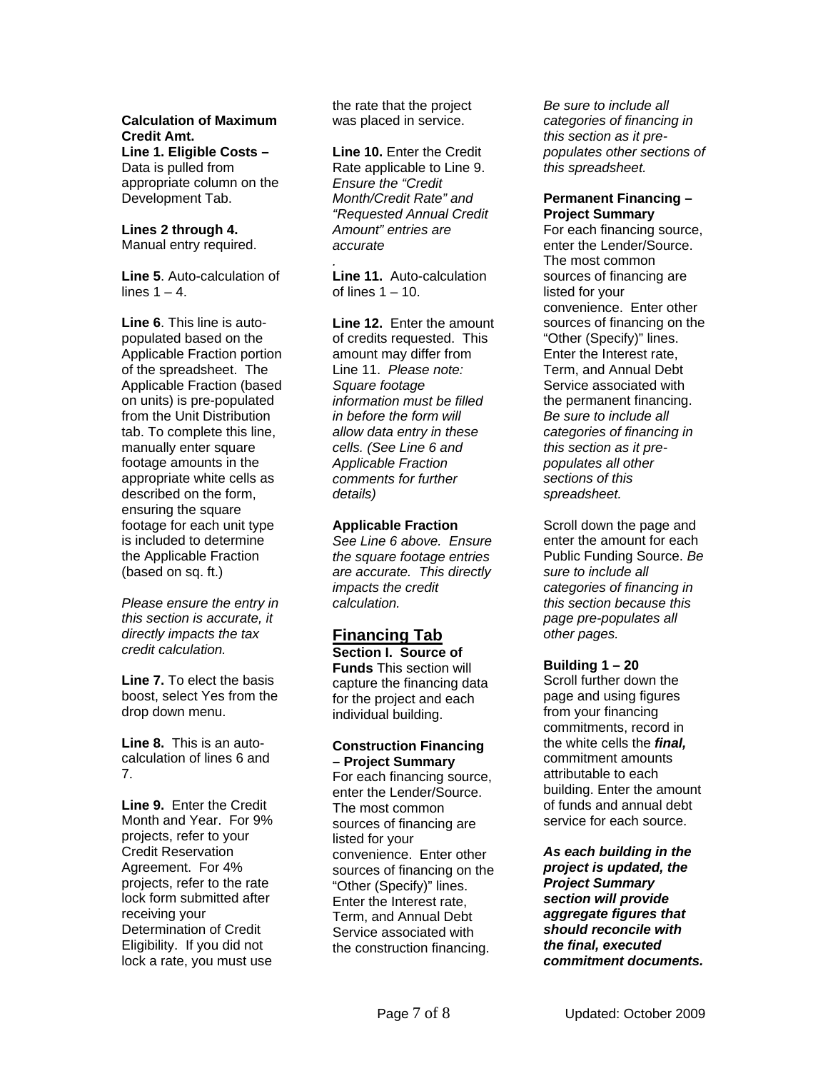**Calculation of Maximum Credit Amt.**

**Line 1. Eligible Costs –** Data is pulled from appropriate column on the Development Tab.

**Lines 2 through 4.** Manual entry required.

**Line 5**. Auto-calculation of lines 1 – 4.

**Line 6**. This line is auto-populated based on the Applicable Fraction portion of the spreadsheet. The Applicable Fraction (based on units) is pre-populated from the Unit Distribution tab. To complete this line, manually enter square footage amounts in the appropriate white cells as described on the form, ensuring the square footage for each unit type is included to determine the Applicable Fraction (based on sq. ft.)

*Please ensure the entry in this section is accurate, it directly impacts the tax credit calculation.*

**Line 7.** To elect the basis boost, select Yes from the drop down menu.

**Line 8.** This is an auto-calculation of lines 6 and 7.

**Line 9.** Enter the Credit Month and Year. For 9% projects, refer to your Credit Reservation Agreement. For 4% projects, refer to the rate lock form submitted after receiving your Determination of Credit Eligibility. If you did not lock a rate, you must use the rate that the project was placed in service.

**Line 10.** Enter the Credit Rate applicable to Line 9. *Ensure the "Credit Month/Credit Rate" and "Requested Annual Credit Amount" entries are accurate*

.

**Line 11.** Auto-calculation of lines 1 – 10.

**Line 12.** Enter the amount of credits requested. This amount may differ from Line 11. *Please note: Square footage information must be filled in before the form will allow data entry in these cells. (See Line 6 and Applicable Fraction comments for further details)*

**Applicable Fraction**

*See Line 6 above. Ensure the square footage entries are accurate. This directly impacts the credit calculation.*

## Financing Tab

**Section I. Source of Funds** This section will capture the financing data for the project and each individual building.

**Construction Financing – Project Summary**

For each financing source, enter the Lender/Source. The most common sources of financing are listed for your convenience. Enter other sources of financing on the "Other (Specify)" lines. Enter the Interest rate, Term, and Annual Debt Service associated with the construction financing. *Be sure to include all categories of financing in this section as it pre-populates other sections of this spreadsheet.*

**Permanent Financing – Project Summary**

For each financing source, enter the Lender/Source. The most common sources of financing are listed for your convenience. Enter other sources of financing on the "Other (Specify)" lines. Enter the Interest rate, Term, and Annual Debt Service associated with the permanent financing. *Be sure to include all categories of financing in this section as it pre-populates all other sections of this spreadsheet.*

Scroll down the page and enter the amount for each Public Funding Source. *Be sure to include all categories of financing in this section because this page pre-populates all other pages.*

**Building 1 – 20**

Scroll further down the page and using figures from your financing commitments, record in the white cells the ***final,*** commitment amounts attributable to each building. Enter the amount of funds and annual debt service for each source.

***As each building in the project is updated, the Project Summary section will provide aggregate figures that should reconcile with the final, executed commitment documents.***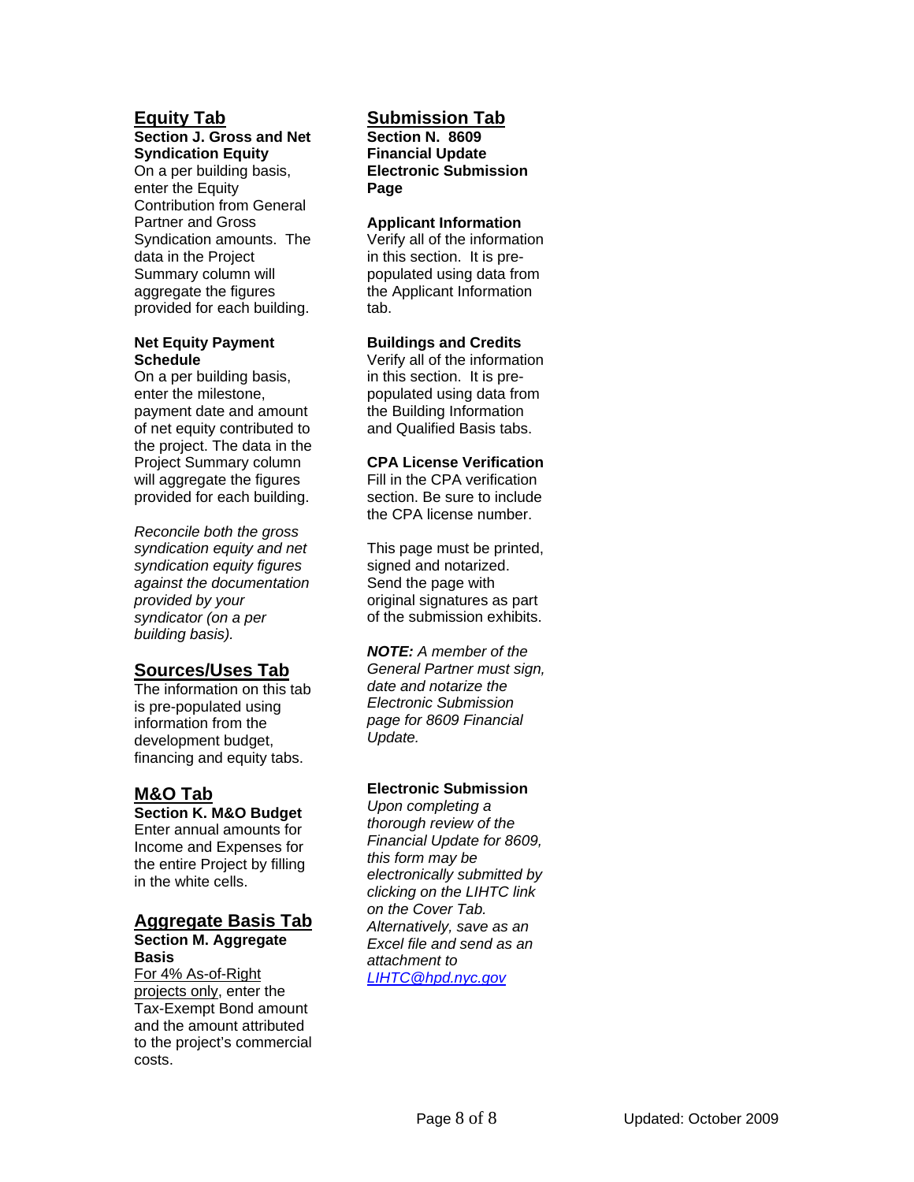## Equity Tab

**Section J. Gross and Net Syndication Equity**

On a per building basis, enter the Equity Contribution from General Partner and Gross Syndication amounts. The data in the Project Summary column will aggregate the figures provided for each building.

**Net Equity Payment Schedule**

On a per building basis, enter the milestone, payment date and amount of net equity contributed to the project. The data in the Project Summary column will aggregate the figures provided for each building.

*Reconcile both the gross syndication equity and net syndication equity figures against the documentation provided by your syndicator (on a per building basis).*

## Sources/Uses Tab

The information on this tab is pre-populated using information from the development budget, financing and equity tabs.

## M&O Tab

**Section K. M&O Budget**

Enter annual amounts for Income and Expenses for the entire Project by filling in the white cells.

## Aggregate Basis Tab

**Section M. Aggregate Basis**

For 4% As-of-Right projects only, enter the Tax-Exempt Bond amount and the amount attributed to the project's commercial costs.

## Submission Tab

**Section N. 8609 Financial Update Electronic Submission Page**

**Applicant Information**

Verify all of the information in this section. It is pre-populated using data from the Applicant Information tab.

**Buildings and Credits**

Verify all of the information in this section. It is pre-populated using data from the Building Information and Qualified Basis tabs.

**CPA License Verification**

Fill in the CPA verification section. Be sure to include the CPA license number.

This page must be printed, signed and notarized. Send the page with original signatures as part of the submission exhibits.

***NOTE:*** *A member of the General Partner must sign, date and notarize the Electronic Submission page for 8609 Financial Update.*

**Electronic Submission**

*Upon completing a thorough review of the Financial Update for 8609, this form may be electronically submitted by clicking on the LIHTC link on the Cover Tab. Alternatively, save as an Excel file and send as an attachment to LIHTC@hpd.nyc.gov*

Updated: October 2009